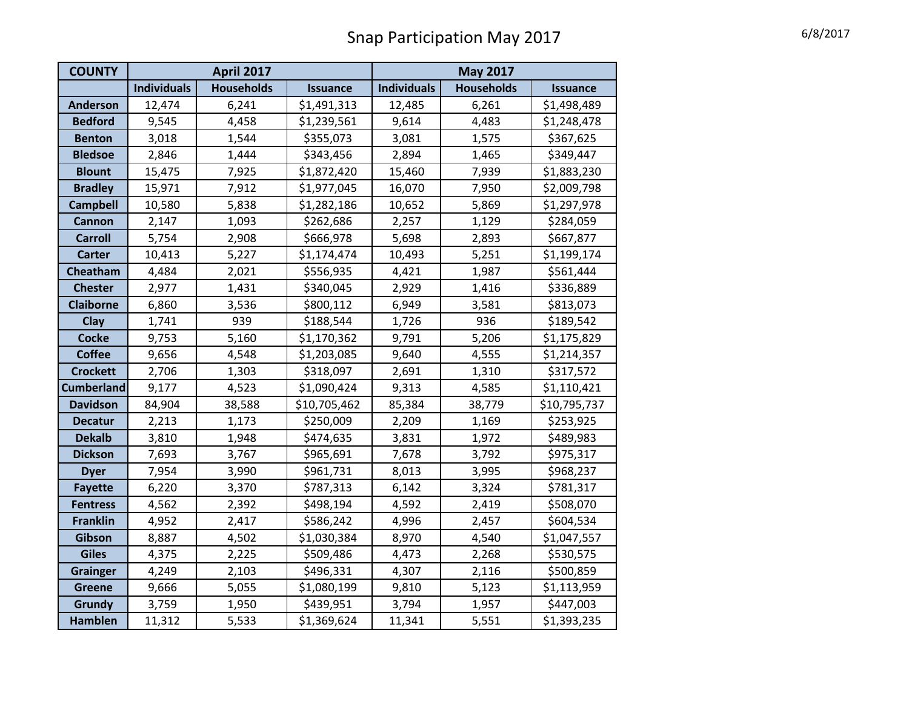# Snap Participation May 2017

6/8/2017

| COUNTY | April 2017 | | | May 2017 | | |
|---|---|---|---|---|---|---|
| | Individuals | Households | Issuance | Individuals | Households | Issuance |
| Anderson | 12,474 | 6,241 | $1,491,313 | 12,485 | 6,261 | $1,498,489 |
| Bedford | 9,545 | 4,458 | $1,239,561 | 9,614 | 4,483 | $1,248,478 |
| Benton | 3,018 | 1,544 | $355,073 | 3,081 | 1,575 | $367,625 |
| Bledsoe | 2,846 | 1,444 | $343,456 | 2,894 | 1,465 | $349,447 |
| Blount | 15,475 | 7,925 | $1,872,420 | 15,460 | 7,939 | $1,883,230 |
| Bradley | 15,971 | 7,912 | $1,977,045 | 16,070 | 7,950 | $2,009,798 |
| Campbell | 10,580 | 5,838 | $1,282,186 | 10,652 | 5,869 | $1,297,978 |
| Cannon | 2,147 | 1,093 | $262,686 | 2,257 | 1,129 | $284,059 |
| Carroll | 5,754 | 2,908 | $666,978 | 5,698 | 2,893 | $667,877 |
| Carter | 10,413 | 5,227 | $1,174,474 | 10,493 | 5,251 | $1,199,174 |
| Cheatham | 4,484 | 2,021 | $556,935 | 4,421 | 1,987 | $561,444 |
| Chester | 2,977 | 1,431 | $340,045 | 2,929 | 1,416 | $336,889 |
| Claiborne | 6,860 | 3,536 | $800,112 | 6,949 | 3,581 | $813,073 |
| Clay | 1,741 | 939 | $188,544 | 1,726 | 936 | $189,542 |
| Cocke | 9,753 | 5,160 | $1,170,362 | 9,791 | 5,206 | $1,175,829 |
| Coffee | 9,656 | 4,548 | $1,203,085 | 9,640 | 4,555 | $1,214,357 |
| Crockett | 2,706 | 1,303 | $318,097 | 2,691 | 1,310 | $317,572 |
| Cumberland | 9,177 | 4,523 | $1,090,424 | 9,313 | 4,585 | $1,110,421 |
| Davidson | 84,904 | 38,588 | $10,705,462 | 85,384 | 38,779 | $10,795,737 |
| Decatur | 2,213 | 1,173 | $250,009 | 2,209 | 1,169 | $253,925 |
| Dekalb | 3,810 | 1,948 | $474,635 | 3,831 | 1,972 | $489,983 |
| Dickson | 7,693 | 3,767 | $965,691 | 7,678 | 3,792 | $975,317 |
| Dyer | 7,954 | 3,990 | $961,731 | 8,013 | 3,995 | $968,237 |
| Fayette | 6,220 | 3,370 | $787,313 | 6,142 | 3,324 | $781,317 |
| Fentress | 4,562 | 2,392 | $498,194 | 4,592 | 2,419 | $508,070 |
| Franklin | 4,952 | 2,417 | $586,242 | 4,996 | 2,457 | $604,534 |
| Gibson | 8,887 | 4,502 | $1,030,384 | 8,970 | 4,540 | $1,047,557 |
| Giles | 4,375 | 2,225 | $509,486 | 4,473 | 2,268 | $530,575 |
| Grainger | 4,249 | 2,103 | $496,331 | 4,307 | 2,116 | $500,859 |
| Greene | 9,666 | 5,055 | $1,080,199 | 9,810 | 5,123 | $1,113,959 |
| Grundy | 3,759 | 1,950 | $439,951 | 3,794 | 1,957 | $447,003 |
| Hamblen | 11,312 | 5,533 | $1,369,624 | 11,341 | 5,551 | $1,393,235 |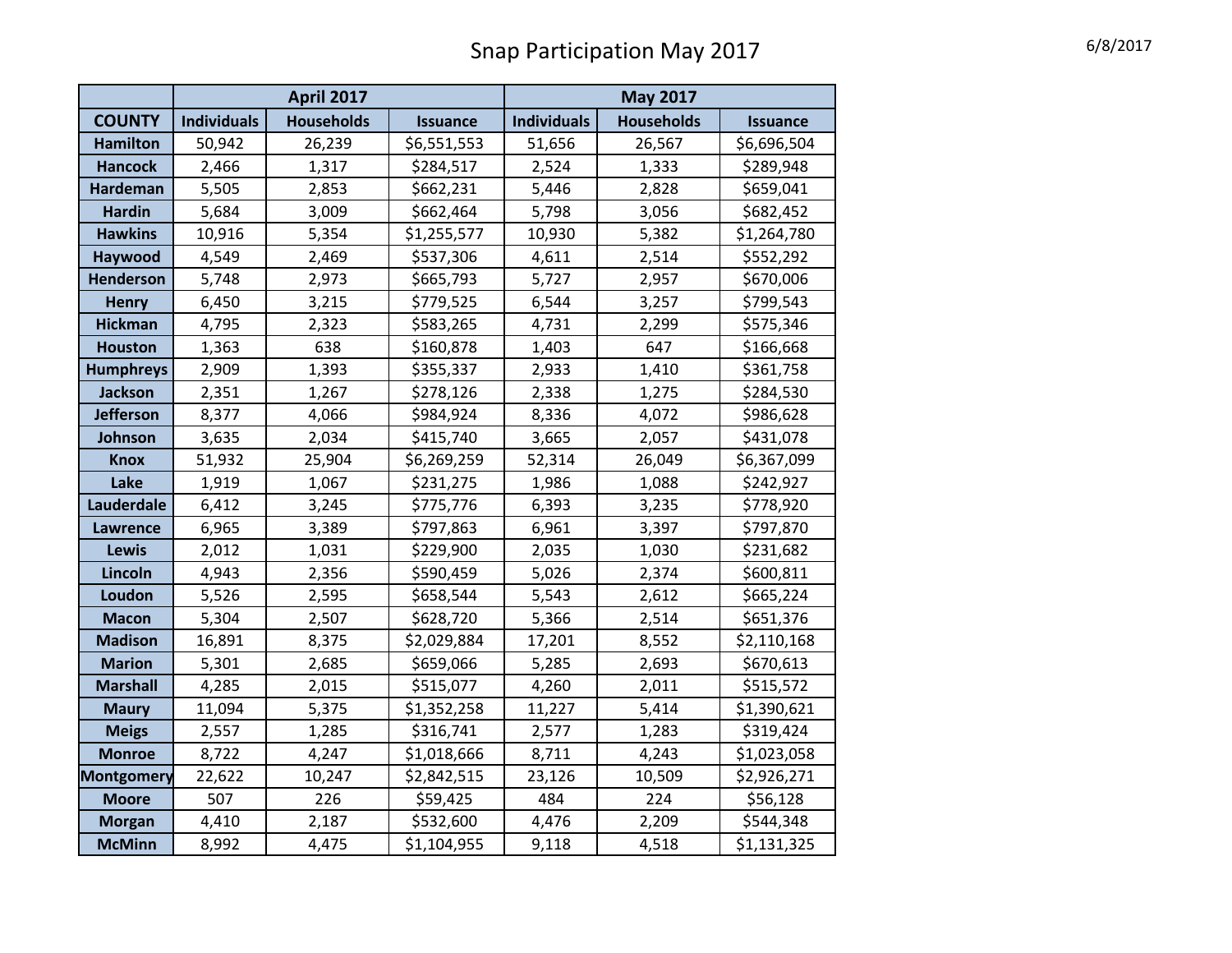# Snap Participation May 2017

6/8/2017

| | April 2017 | | | May 2017 | | |
|---|---|---|---|---|---|---|
| **COUNTY** | **Individuals** | **Households** | **Issuance** | **Individuals** | **Households** | **Issuance** |
| **Hamilton** | 50,942 | 26,239 | $6,551,553 | 51,656 | 26,567 | $6,696,504 |
| **Hancock** | 2,466 | 1,317 | $284,517 | 2,524 | 1,333 | $289,948 |
| **Hardeman** | 5,505 | 2,853 | $662,231 | 5,446 | 2,828 | $659,041 |
| **Hardin** | 5,684 | 3,009 | $662,464 | 5,798 | 3,056 | $682,452 |
| **Hawkins** | 10,916 | 5,354 | $1,255,577 | 10,930 | 5,382 | $1,264,780 |
| **Haywood** | 4,549 | 2,469 | $537,306 | 4,611 | 2,514 | $552,292 |
| **Henderson** | 5,748 | 2,973 | $665,793 | 5,727 | 2,957 | $670,006 |
| **Henry** | 6,450 | 3,215 | $779,525 | 6,544 | 3,257 | $799,543 |
| **Hickman** | 4,795 | 2,323 | $583,265 | 4,731 | 2,299 | $575,346 |
| **Houston** | 1,363 | 638 | $160,878 | 1,403 | 647 | $166,668 |
| **Humphreys** | 2,909 | 1,393 | $355,337 | 2,933 | 1,410 | $361,758 |
| **Jackson** | 2,351 | 1,267 | $278,126 | 2,338 | 1,275 | $284,530 |
| **Jefferson** | 8,377 | 4,066 | $984,924 | 8,336 | 4,072 | $986,628 |
| **Johnson** | 3,635 | 2,034 | $415,740 | 3,665 | 2,057 | $431,078 |
| **Knox** | 51,932 | 25,904 | $6,269,259 | 52,314 | 26,049 | $6,367,099 |
| **Lake** | 1,919 | 1,067 | $231,275 | 1,986 | 1,088 | $242,927 |
| **Lauderdale** | 6,412 | 3,245 | $775,776 | 6,393 | 3,235 | $778,920 |
| **Lawrence** | 6,965 | 3,389 | $797,863 | 6,961 | 3,397 | $797,870 |
| **Lewis** | 2,012 | 1,031 | $229,900 | 2,035 | 1,030 | $231,682 |
| **Lincoln** | 4,943 | 2,356 | $590,459 | 5,026 | 2,374 | $600,811 |
| **Loudon** | 5,526 | 2,595 | $658,544 | 5,543 | 2,612 | $665,224 |
| **Macon** | 5,304 | 2,507 | $628,720 | 5,366 | 2,514 | $651,376 |
| **Madison** | 16,891 | 8,375 | $2,029,884 | 17,201 | 8,552 | $2,110,168 |
| **Marion** | 5,301 | 2,685 | $659,066 | 5,285 | 2,693 | $670,613 |
| **Marshall** | 4,285 | 2,015 | $515,077 | 4,260 | 2,011 | $515,572 |
| **Maury** | 11,094 | 5,375 | $1,352,258 | 11,227 | 5,414 | $1,390,621 |
| **Meigs** | 2,557 | 1,285 | $316,741 | 2,577 | 1,283 | $319,424 |
| **Monroe** | 8,722 | 4,247 | $1,018,666 | 8,711 | 4,243 | $1,023,058 |
| **Montgomery** | 22,622 | 10,247 | $2,842,515 | 23,126 | 10,509 | $2,926,271 |
| **Moore** | 507 | 226 | $59,425 | 484 | 224 | $56,128 |
| **Morgan** | 4,410 | 2,187 | $532,600 | 4,476 | 2,209 | $544,348 |
| **McMinn** | 8,992 | 4,475 | $1,104,955 | 9,118 | 4,518 | $1,131,325 |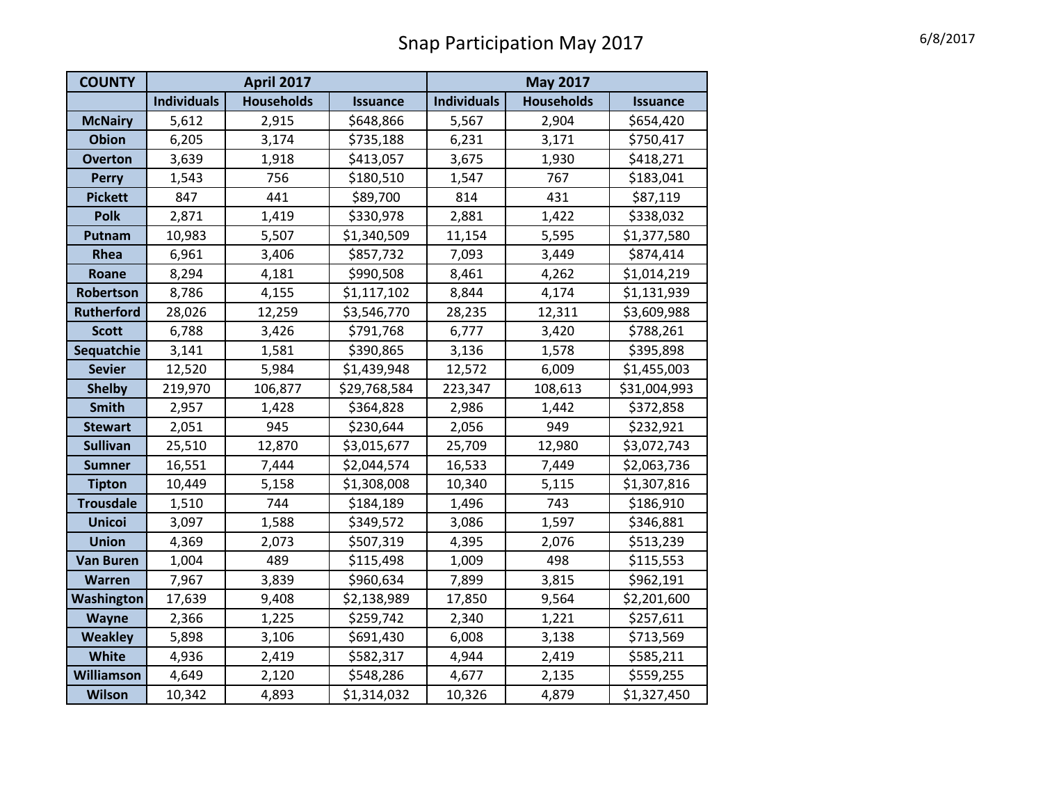# Snap Participation May 2017

6/8/2017

| COUNTY | April 2017 | | | May 2017 | | |
|---|---|---|---|---|---|---|
| | Individuals | Households | Issuance | Individuals | Households | Issuance |
| McNairy | 5,612 | 2,915 | $648,866 | 5,567 | 2,904 | $654,420 |
| Obion | 6,205 | 3,174 | $735,188 | 6,231 | 3,171 | $750,417 |
| Overton | 3,639 | 1,918 | $413,057 | 3,675 | 1,930 | $418,271 |
| Perry | 1,543 | 756 | $180,510 | 1,547 | 767 | $183,041 |
| Pickett | 847 | 441 | $89,700 | 814 | 431 | $87,119 |
| Polk | 2,871 | 1,419 | $330,978 | 2,881 | 1,422 | $338,032 |
| Putnam | 10,983 | 5,507 | $1,340,509 | 11,154 | 5,595 | $1,377,580 |
| Rhea | 6,961 | 3,406 | $857,732 | 7,093 | 3,449 | $874,414 |
| Roane | 8,294 | 4,181 | $990,508 | 8,461 | 4,262 | $1,014,219 |
| Robertson | 8,786 | 4,155 | $1,117,102 | 8,844 | 4,174 | $1,131,939 |
| Rutherford | 28,026 | 12,259 | $3,546,770 | 28,235 | 12,311 | $3,609,988 |
| Scott | 6,788 | 3,426 | $791,768 | 6,777 | 3,420 | $788,261 |
| Sequatchie | 3,141 | 1,581 | $390,865 | 3,136 | 1,578 | $395,898 |
| Sevier | 12,520 | 5,984 | $1,439,948 | 12,572 | 6,009 | $1,455,003 |
| Shelby | 219,970 | 106,877 | $29,768,584 | 223,347 | 108,613 | $31,004,993 |
| Smith | 2,957 | 1,428 | $364,828 | 2,986 | 1,442 | $372,858 |
| Stewart | 2,051 | 945 | $230,644 | 2,056 | 949 | $232,921 |
| Sullivan | 25,510 | 12,870 | $3,015,677 | 25,709 | 12,980 | $3,072,743 |
| Sumner | 16,551 | 7,444 | $2,044,574 | 16,533 | 7,449 | $2,063,736 |
| Tipton | 10,449 | 5,158 | $1,308,008 | 10,340 | 5,115 | $1,307,816 |
| Trousdale | 1,510 | 744 | $184,189 | 1,496 | 743 | $186,910 |
| Unicoi | 3,097 | 1,588 | $349,572 | 3,086 | 1,597 | $346,881 |
| Union | 4,369 | 2,073 | $507,319 | 4,395 | 2,076 | $513,239 |
| Van Buren | 1,004 | 489 | $115,498 | 1,009 | 498 | $115,553 |
| Warren | 7,967 | 3,839 | $960,634 | 7,899 | 3,815 | $962,191 |
| Washington | 17,639 | 9,408 | $2,138,989 | 17,850 | 9,564 | $2,201,600 |
| Wayne | 2,366 | 1,225 | $259,742 | 2,340 | 1,221 | $257,611 |
| Weakley | 5,898 | 3,106 | $691,430 | 6,008 | 3,138 | $713,569 |
| White | 4,936 | 2,419 | $582,317 | 4,944 | 2,419 | $585,211 |
| Williamson | 4,649 | 2,120 | $548,286 | 4,677 | 2,135 | $559,255 |
| Wilson | 10,342 | 4,893 | $1,314,032 | 10,326 | 4,879 | $1,327,450 |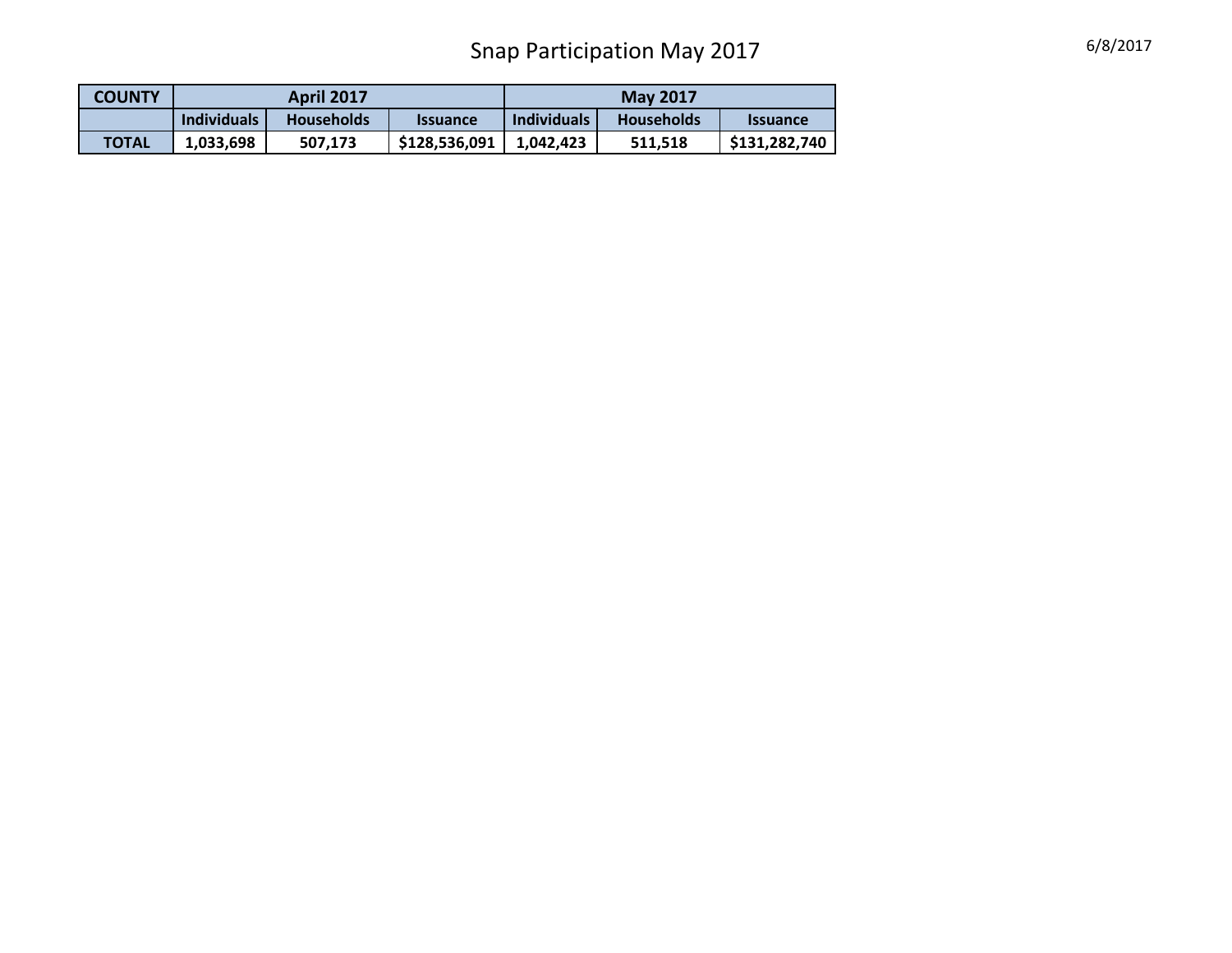# Snap Participation May 2017

6/8/2017

| COUNTY | April 2017 | | | May 2017 | | |
|---|---|---|---|---|---|---|
| | Individuals | Households | Issuance | Individuals | Households | Issuance |
| TOTAL | 1,033,698 | 507,173 | $128,536,091 | 1,042,423 | 511,518 | $131,282,740 |